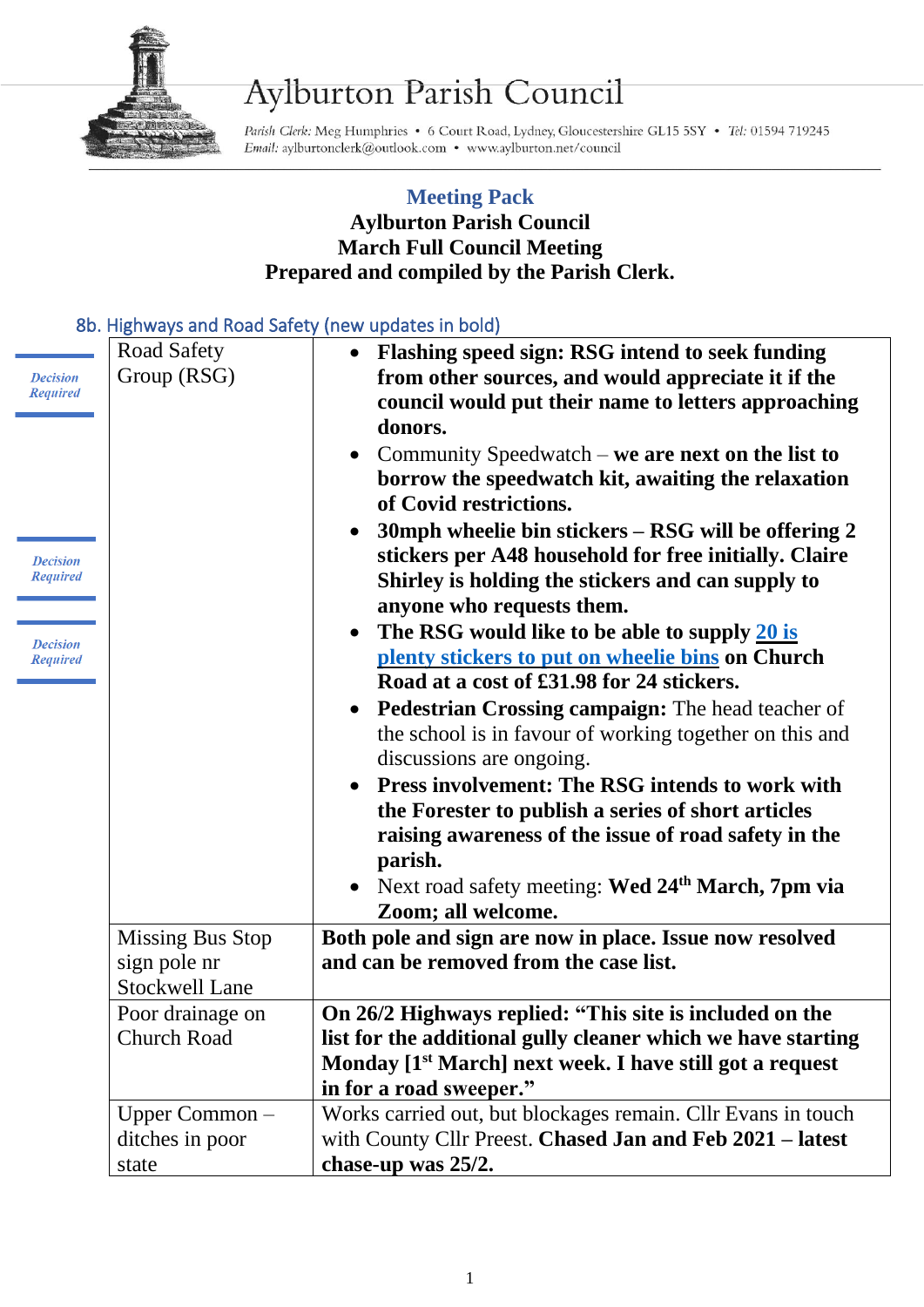# Aylburton Parish Council

*Parish Clerk:* Meg Humphries • 6 Court Road, Lydney, Gloucestershire GL15 5SY • *Tel:* 01594 719245
*Email:* aylburtonclerk@outlook.com • www.aylburton.net/council

## Meeting Pack

**Aylburton Parish Council**
**March Full Council Meeting**
**Prepared and compiled by the Parish Clerk.**

### 8b. Highways and Road Safety (new updates in bold)

| | Item | Update |
|---|---|---|
| *Decision Required* / *Decision Required* / *Decision Required* | Road Safety Group (RSG) | • **Flashing speed sign: RSG intend to seek funding from other sources, and would appreciate it if the council would put their name to letters approaching donors.** <br> • Community Speedwatch – **we are next on the list to borrow the speedwatch kit, awaiting the relaxation of Covid restrictions.** <br> • **30mph wheelie bin stickers – RSG will be offering 2 stickers per A48 household for free initially. Claire Shirley is holding the stickers and can supply to anyone who requests them.** <br> • **The RSG would like to be able to supply [20 is plenty stickers to put on wheelie bins] on Church Road at a cost of £31.98 for 24 stickers.** <br> • **Pedestrian Crossing campaign:** The head teacher of the school is in favour of working together on this and discussions are ongoing. <br> • **Press involvement: The RSG intends to work with the Forester to publish a series of short articles raising awareness of the issue of road safety in the parish.** <br> • Next road safety meeting: **Wed 24th March, 7pm via Zoom; all welcome.** |
| | Missing Bus Stop sign pole nr Stockwell Lane | **Both pole and sign are now in place. Issue now resolved and can be removed from the case list.** |
| | Poor drainage on Church Road | **On 26/2 Highways replied: "This site is included on the list for the additional gully cleaner which we have starting Monday [1st March] next week. I have still got a request in for a road sweeper."** |
| | Upper Common – ditches in poor state | Works carried out, but blockages remain. Cllr Evans in touch with County Cllr Preest. **Chased Jan and Feb 2021 – latest chase-up was 25/2.** |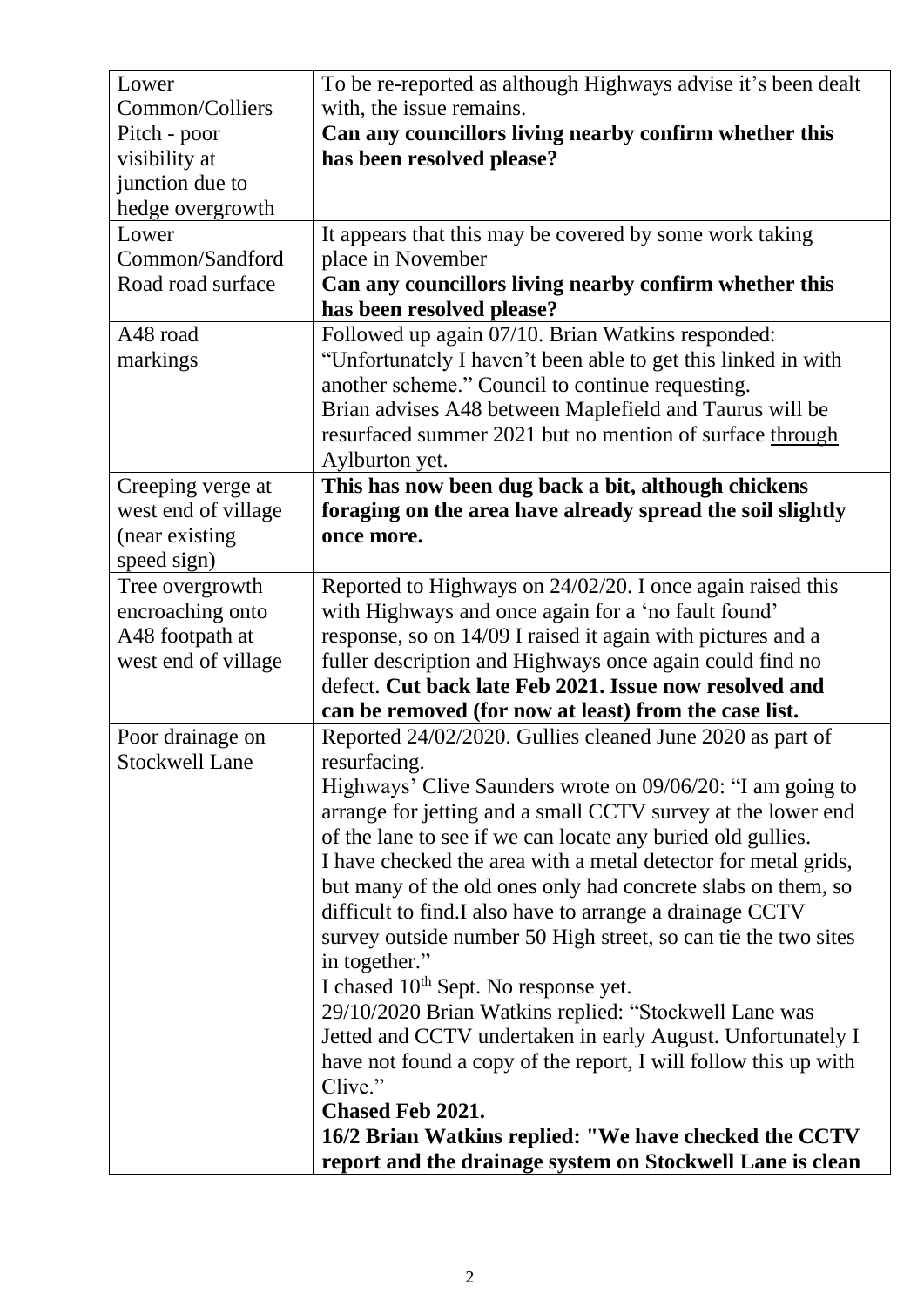| | |
|---|---|
| Lower Common/Colliers Pitch - poor visibility at junction due to hedge overgrowth | To be re-reported as although Highways advise it's been dealt with, the issue remains.<br>**Can any councillors living nearby confirm whether this has been resolved please?** |
| Lower Common/Sandford Road road surface | It appears that this may be covered by some work taking place in November<br>**Can any councillors living nearby confirm whether this has been resolved please?** |
| A48 road markings | Followed up again 07/10. Brian Watkins responded: "Unfortunately I haven't been able to get this linked in with another scheme." Council to continue requesting.<br>Brian advises A48 between Maplefield and Taurus will be resurfaced summer 2021 but no mention of surface through Aylburton yet. |
| Creeping verge at west end of village (near existing speed sign) | **This has now been dug back a bit, although chickens foraging on the area have already spread the soil slightly once more.** |
| Tree overgrowth encroaching onto A48 footpath at west end of village | Reported to Highways on 24/02/20. I once again raised this with Highways and once again for a 'no fault found' response, so on 14/09 I raised it again with pictures and a fuller description and Highways once again could find no defect. **Cut back late Feb 2021. Issue now resolved and can be removed (for now at least) from the case list.** |
| Poor drainage on Stockwell Lane | Reported 24/02/2020. Gullies cleaned June 2020 as part of resurfacing.<br>Highways' Clive Saunders wrote on 09/06/20: "I am going to arrange for jetting and a small CCTV survey at the lower end of the lane to see if we can locate any buried old gullies.<br>I have checked the area with a metal detector for metal grids, but many of the old ones only had concrete slabs on them, so difficult to find.I also have to arrange a drainage CCTV survey outside number 50 High street, so can tie the two sites in together."<br>I chased 10th Sept. No response yet.<br>29/10/2020 Brian Watkins replied: "Stockwell Lane was Jetted and CCTV undertaken in early August. Unfortunately I have not found a copy of the report, I will follow this up with Clive."<br>**Chased Feb 2021.**<br>**16/2 Brian Watkins replied: "We have checked the CCTV report and the drainage system on Stockwell Lane is clean** |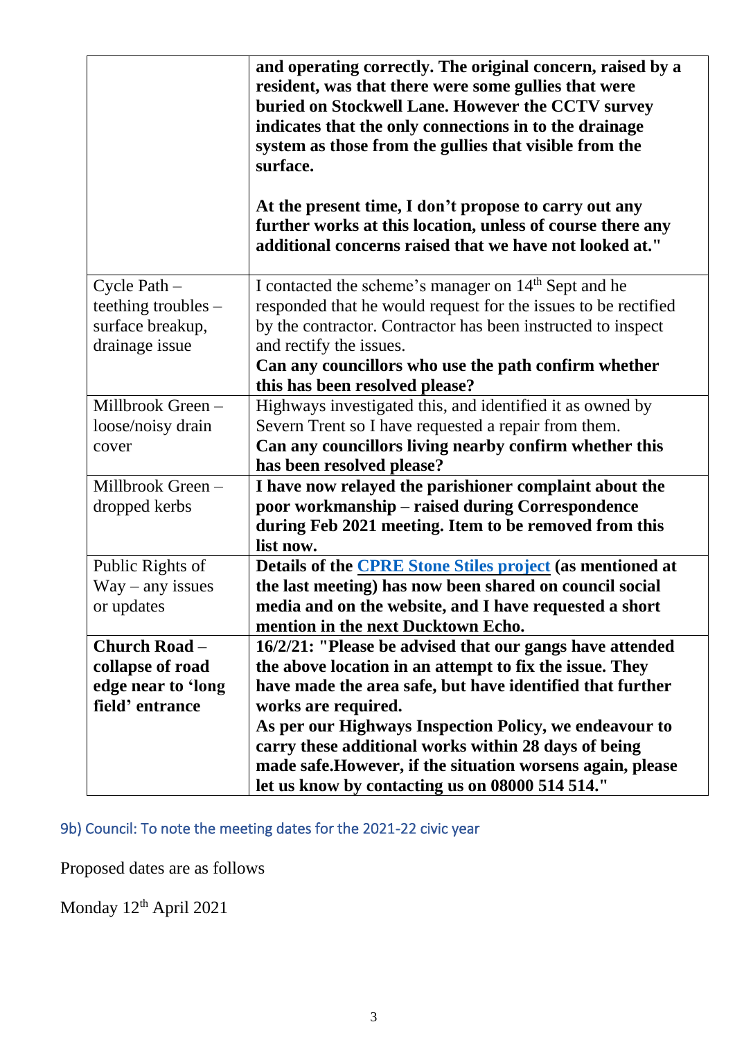| | |
|---|---|
| | **and operating correctly. The original concern, raised by a resident, was that there were some gullies that were buried on Stockwell Lane. However the CCTV survey indicates that the only connections in to the drainage system as those from the gullies that visible from the surface.**<br><br>**At the present time, I don't propose to carry out any further works at this location, unless of course there any additional concerns raised that we have not looked at."** |
| Cycle Path – teething troubles – surface breakup, drainage issue | I contacted the scheme's manager on 14th Sept and he responded that he would request for the issues to be rectified by the contractor. Contractor has been instructed to inspect and rectify the issues.<br>**Can any councillors who use the path confirm whether this has been resolved please?** |
| Millbrook Green – loose/noisy drain cover | Highways investigated this, and identified it as owned by Severn Trent so I have requested a repair from them.<br>**Can any councillors living nearby confirm whether this has been resolved please?** |
| Millbrook Green – dropped kerbs | **I have now relayed the parishioner complaint about the poor workmanship – raised during Correspondence during Feb 2021 meeting. Item to be removed from this list now.** |
| Public Rights of Way – any issues or updates | **Details of the [CPRE Stone Stiles project]() (as mentioned at the last meeting) has now been shared on council social media and on the website, and I have requested a short mention in the next Ducktown Echo.** |
| **Church Road – collapse of road edge near to 'long field' entrance** | **16/2/21: "Please be advised that our gangs have attended the above location in an attempt to fix the issue. They have made the area safe, but have identified that further works are required.**<br>**As per our Highways Inspection Policy, we endeavour to carry these additional works within 28 days of being made safe.However, if the situation worsens again, please let us know by contacting us on 08000 514 514."** |

### 9b) Council: To note the meeting dates for the 2021-22 civic year

Proposed dates are as follows

Monday 12th April 2021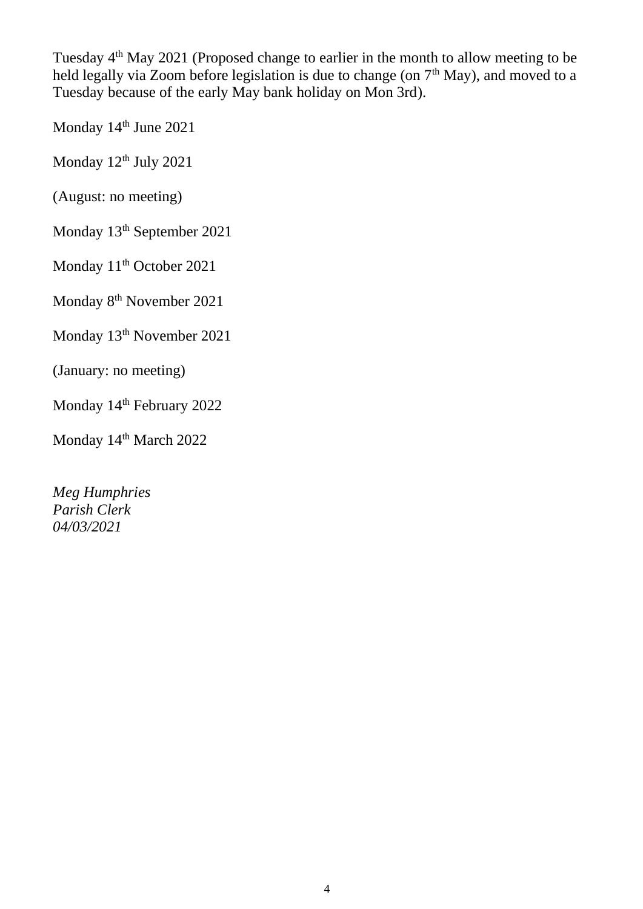Tuesday 4th May 2021 (Proposed change to earlier in the month to allow meeting to be held legally via Zoom before legislation is due to change (on 7th May), and moved to a Tuesday because of the early May bank holiday on Mon 3rd).

Monday 14th June 2021

Monday 12th July 2021

(August: no meeting)

Monday 13th September 2021

Monday 11th October 2021

Monday 8th November 2021

Monday 13th November 2021

(January: no meeting)

Monday 14th February 2022

Monday 14th March 2022

*Meg Humphries*
*Parish Clerk*
*04/03/2021*